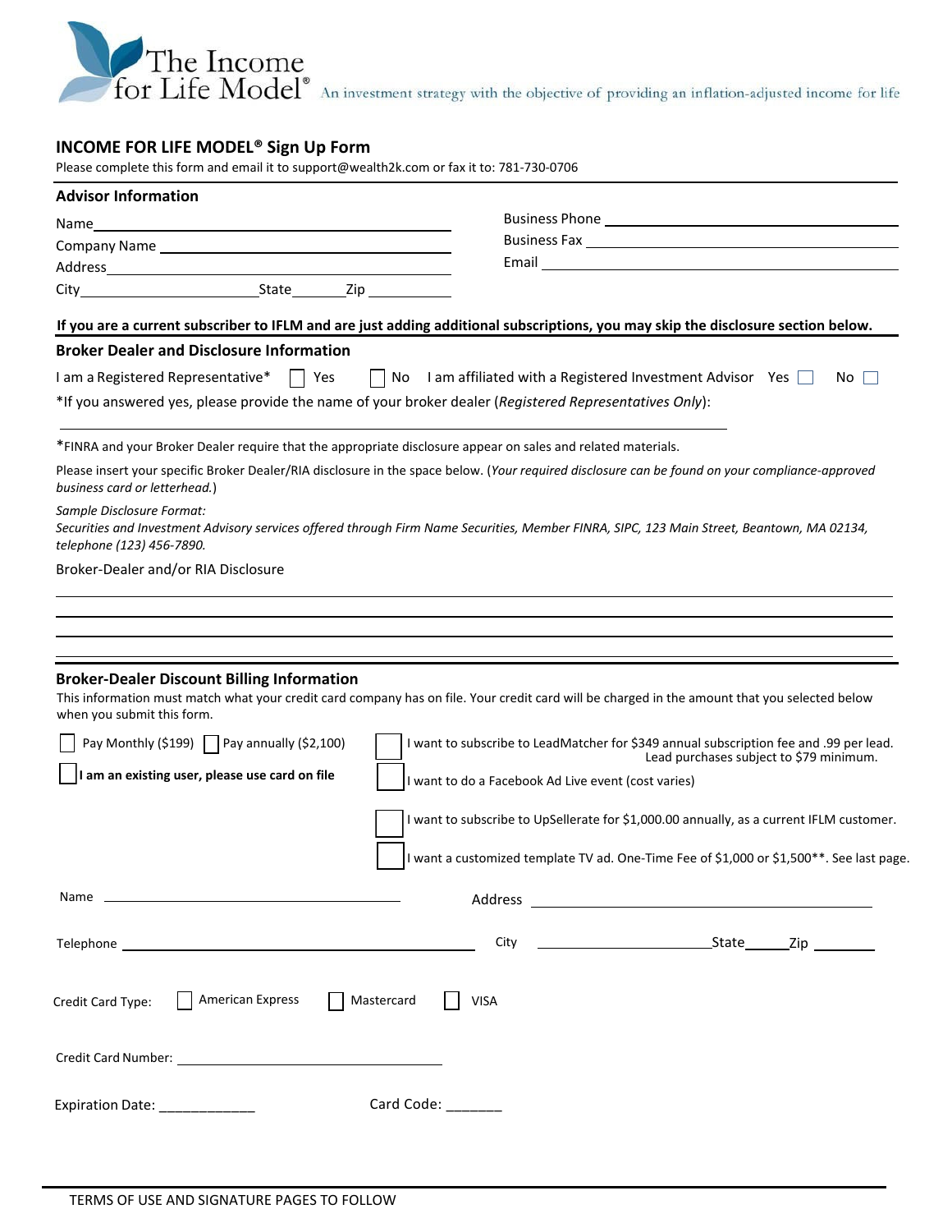The Income for Life Model® An investment strategy with the objective of providing an inflation-adjusted income for life

## INCOME FOR LIFE MODEL® Sign Up Form

Please complete this form and email it to support@wealth2k.com or fax it to: 781-730-0706

### Advisor Information

Name ______________________________ Business Phone ______________________________

Company Name ______________________________ Business Fax ______________________________

Address ______________________________ Email ______________________________

City ____________ State ______ Zip ________

**If you are a current subscriber to IFLM and are just adding additional subscriptions, you may skip the disclosure section below.**

### Broker Dealer and Disclosure Information

I am a Registered Representative* ☐ Yes ☐ No I am affiliated with a Registered Investment Advisor Yes ☐ No ☐

*If you answered yes, please provide the name of your broker dealer (*Registered Representatives Only*):

______________________________________________________________

*FINRA and your Broker Dealer require that the appropriate disclosure appear on sales and related materials.

Please insert your specific Broker Dealer/RIA disclosure in the space below. (*Your required disclosure can be found on your compliance-approved business card or letterhead.*)

*Sample Disclosure Format:*
*Securities and Investment Advisory services offered through Firm Name Securities, Member FINRA, SIPC, 123 Main Street, Beantown, MA 02134, telephone (123) 456-7890.*

Broker-Dealer and/or RIA Disclosure

______________________________________________________________

______________________________________________________________

______________________________________________________________

______________________________________________________________

### Broker-Dealer Discount Billing Information

This information must match what your credit card company has on file. Your credit card will be charged in the amount that you selected below when you submit this form.

☐ Pay Monthly ($199) ☐ Pay annually ($2,100)

☐ **I am an existing user, please use card on file**

☐ I want to subscribe to LeadMatcher for $349 annual subscription fee and .99 per lead. Lead purchases subject to $79 minimum.

☐ I want to do a Facebook Ad Live event (cost varies)

☐ I want to subscribe to UpSellerate for $1,000.00 annually, as a current IFLM customer.

☐ I want a customized template TV ad. One-Time Fee of $1,000 or $1,500**. See last page.

Name ______________________________ Address ______________________________

Telephone ______________________________ City ____________ State ______ Zip ________

Credit Card Type: ☐ American Express ☐ Mastercard ☐ VISA

Credit Card Number: ______________________________

Expiration Date: _____________ Card Code: _______

TERMS OF USE AND SIGNATURE PAGES TO FOLLOW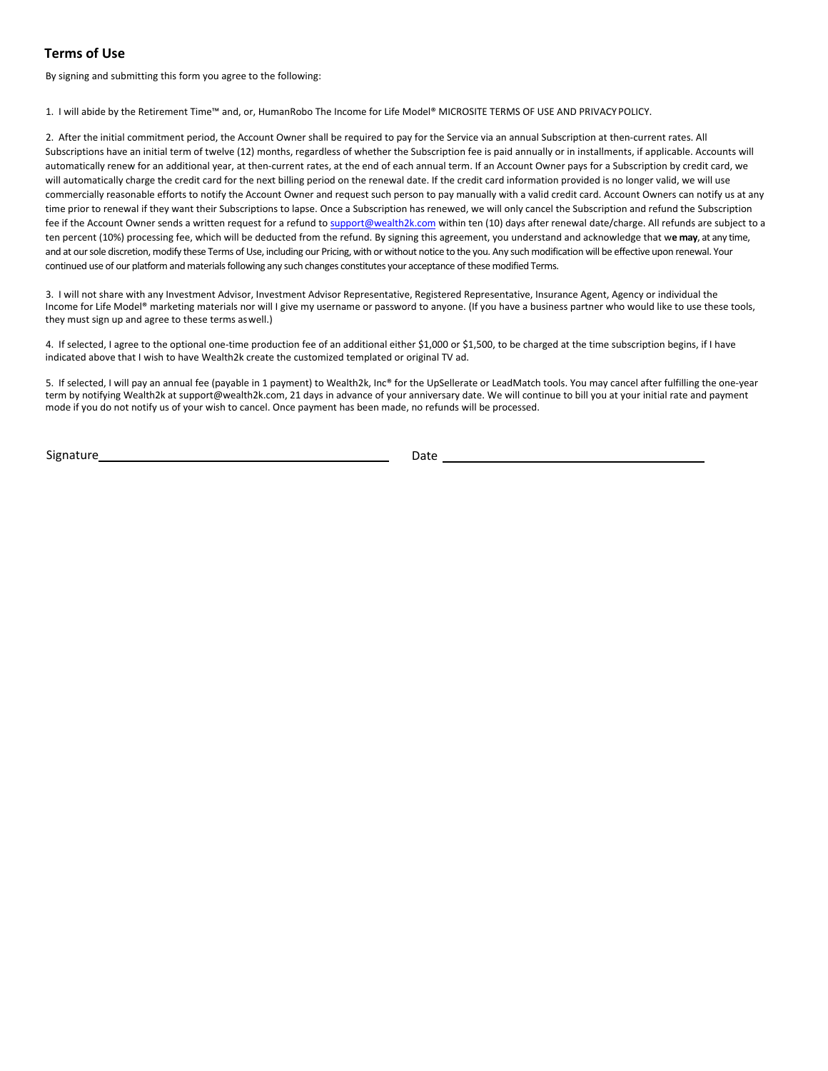## Terms of Use

By signing and submitting this form you agree to the following:

1. I will abide by the Retirement Time™ and, or, HumanRobo The Income for Life Model® MICROSITE TERMS OF USE AND PRIVACY POLICY.

2. After the initial commitment period, the Account Owner shall be required to pay for the Service via an annual Subscription at then-current rates. All Subscriptions have an initial term of twelve (12) months, regardless of whether the Subscription fee is paid annually or in installments, if applicable. Accounts will automatically renew for an additional year, at then-current rates, at the end of each annual term. If an Account Owner pays for a Subscription by credit card, we will automatically charge the credit card for the next billing period on the renewal date. If the credit card information provided is no longer valid, we will use commercially reasonable efforts to notify the Account Owner and request such person to pay manually with a valid credit card. Account Owners can notify us at any time prior to renewal if they want their Subscriptions to lapse. Once a Subscription has renewed, we will only cancel the Subscription and refund the Subscription fee if the Account Owner sends a written request for a refund to support@wealth2k.com within ten (10) days after renewal date/charge. All refunds are subject to a ten percent (10%) processing fee, which will be deducted from the refund. By signing this agreement, you understand and acknowledge that w**e may**, at any time, and at our sole discretion, modify these Terms of Use, including our Pricing, with or without notice to the you. Any such modification will be effective upon renewal. Your continued use of our platform and materials following any such changes constitutes your acceptance of these modified Terms.

3. I will not share with any Investment Advisor, Investment Advisor Representative, Registered Representative, Insurance Agent, Agency or individual the Income for Life Model® marketing materials nor will I give my username or password to anyone. (If you have a business partner who would like to use these tools, they must sign up and agree to these terms aswell.)

4. If selected, I agree to the optional one-time production fee of an additional either $1,000 or $1,500, to be charged at the time subscription begins, if I have indicated above that I wish to have Wealth2k create the customized templated or original TV ad.

5. If selected, I will pay an annual fee (payable in 1 payment) to Wealth2k, Inc® for the UpSellerate or LeadMatch tools. You may cancel after fulfilling the one-year term by notifying Wealth2k at support@wealth2k.com, 21 days in advance of your anniversary date. We will continue to bill you at your initial rate and payment mode if you do not notify us of your wish to cancel. Once payment has been made, no refunds will be processed.

Signature\_\_\_\_\_\_\_\_\_\_\_\_\_\_\_\_\_\_\_\_\_\_\_\_\_\_\_\_\_\_\_\_\_\_\_\_ Date \_\_\_\_\_\_\_\_\_\_\_\_\_\_\_\_\_\_\_\_\_\_\_\_\_\_\_\_\_\_\_\_\_\_\_\_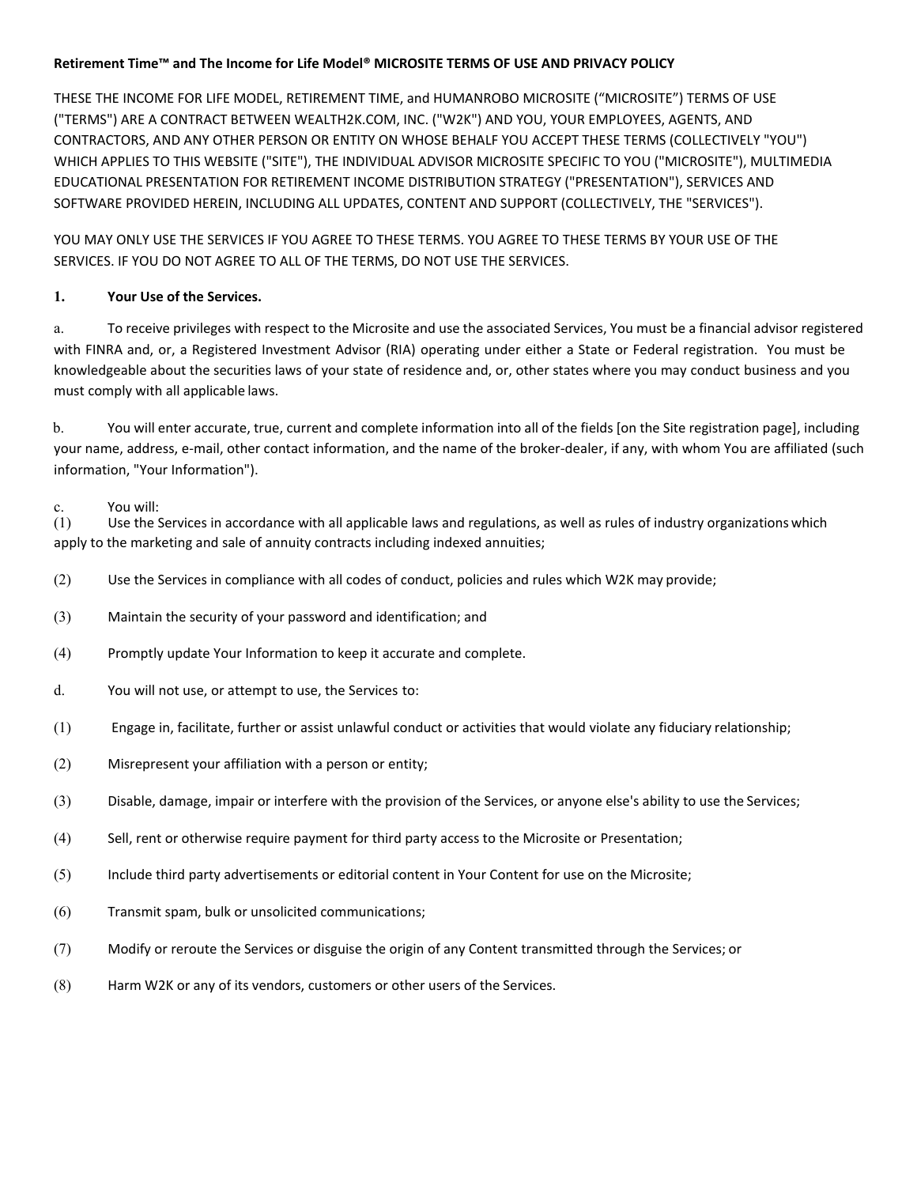**Retirement Time™ and The Income for Life Model® MICROSITE TERMS OF USE AND PRIVACY POLICY**

THESE THE INCOME FOR LIFE MODEL, RETIREMENT TIME, and HUMANROBO MICROSITE ("MICROSITE") TERMS OF USE ("TERMS") ARE A CONTRACT BETWEEN WEALTH2K.COM, INC. ("W2K") AND YOU, YOUR EMPLOYEES, AGENTS, AND CONTRACTORS, AND ANY OTHER PERSON OR ENTITY ON WHOSE BEHALF YOU ACCEPT THESE TERMS (COLLECTIVELY "YOU") WHICH APPLIES TO THIS WEBSITE ("SITE"), THE INDIVIDUAL ADVISOR MICROSITE SPECIFIC TO YOU ("MICROSITE"), MULTIMEDIA EDUCATIONAL PRESENTATION FOR RETIREMENT INCOME DISTRIBUTION STRATEGY ("PRESENTATION"), SERVICES AND SOFTWARE PROVIDED HEREIN, INCLUDING ALL UPDATES, CONTENT AND SUPPORT (COLLECTIVELY, THE "SERVICES").

YOU MAY ONLY USE THE SERVICES IF YOU AGREE TO THESE TERMS. YOU AGREE TO THESE TERMS BY YOUR USE OF THE SERVICES. IF YOU DO NOT AGREE TO ALL OF THE TERMS, DO NOT USE THE SERVICES.

**1. Your Use of the Services.**

a. To receive privileges with respect to the Microsite and use the associated Services, You must be a financial advisor registered with FINRA and, or, a Registered Investment Advisor (RIA) operating under either a State or Federal registration. You must be knowledgeable about the securities laws of your state of residence and, or, other states where you may conduct business and you must comply with all applicable laws.

b. You will enter accurate, true, current and complete information into all of the fields [on the Site registration page], including your name, address, e-mail, other contact information, and the name of the broker-dealer, if any, with whom You are affiliated (such information, "Your Information").

c. You will:

(1) Use the Services in accordance with all applicable laws and regulations, as well as rules of industry organizations which apply to the marketing and sale of annuity contracts including indexed annuities;

(2) Use the Services in compliance with all codes of conduct, policies and rules which W2K may provide;

(3) Maintain the security of your password and identification; and

(4) Promptly update Your Information to keep it accurate and complete.

d. You will not use, or attempt to use, the Services to:

(1) Engage in, facilitate, further or assist unlawful conduct or activities that would violate any fiduciary relationship;

(2) Misrepresent your affiliation with a person or entity;

(3) Disable, damage, impair or interfere with the provision of the Services, or anyone else's ability to use the Services;

(4) Sell, rent or otherwise require payment for third party access to the Microsite or Presentation;

(5) Include third party advertisements or editorial content in Your Content for use on the Microsite;

(6) Transmit spam, bulk or unsolicited communications;

(7) Modify or reroute the Services or disguise the origin of any Content transmitted through the Services; or

(8) Harm W2K or any of its vendors, customers or other users of the Services.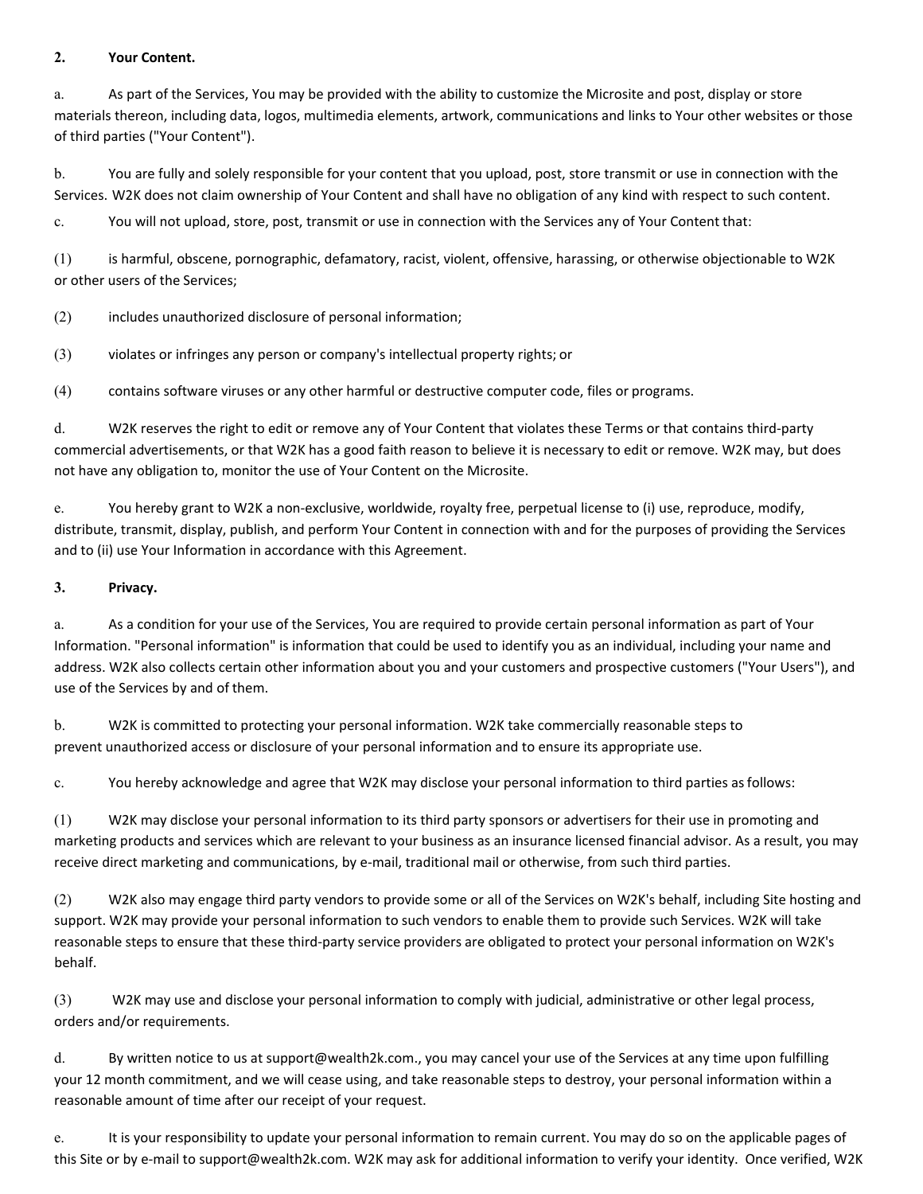## 2. Your Content.

a. As part of the Services, You may be provided with the ability to customize the Microsite and post, display or store materials thereon, including data, logos, multimedia elements, artwork, communications and links to Your other websites or those of third parties ("Your Content").

b. You are fully and solely responsible for your content that you upload, post, store transmit or use in connection with the Services. W2K does not claim ownership of Your Content and shall have no obligation of any kind with respect to such content.

c. You will not upload, store, post, transmit or use in connection with the Services any of Your Content that:

(1) is harmful, obscene, pornographic, defamatory, racist, violent, offensive, harassing, or otherwise objectionable to W2K or other users of the Services;

(2) includes unauthorized disclosure of personal information;

(3) violates or infringes any person or company's intellectual property rights; or

(4) contains software viruses or any other harmful or destructive computer code, files or programs.

d. W2K reserves the right to edit or remove any of Your Content that violates these Terms or that contains third-party commercial advertisements, or that W2K has a good faith reason to believe it is necessary to edit or remove. W2K may, but does not have any obligation to, monitor the use of Your Content on the Microsite.

e. You hereby grant to W2K a non-exclusive, worldwide, royalty free, perpetual license to (i) use, reproduce, modify, distribute, transmit, display, publish, and perform Your Content in connection with and for the purposes of providing the Services and to (ii) use Your Information in accordance with this Agreement.

## 3. Privacy.

a. As a condition for your use of the Services, You are required to provide certain personal information as part of Your Information. "Personal information" is information that could be used to identify you as an individual, including your name and address. W2K also collects certain other information about you and your customers and prospective customers ("Your Users"), and use of the Services by and of them.

b. W2K is committed to protecting your personal information. W2K take commercially reasonable steps to prevent unauthorized access or disclosure of your personal information and to ensure its appropriate use.

c. You hereby acknowledge and agree that W2K may disclose your personal information to third parties as follows:

(1) W2K may disclose your personal information to its third party sponsors or advertisers for their use in promoting and marketing products and services which are relevant to your business as an insurance licensed financial advisor. As a result, you may receive direct marketing and communications, by e-mail, traditional mail or otherwise, from such third parties.

(2) W2K also may engage third party vendors to provide some or all of the Services on W2K's behalf, including Site hosting and support. W2K may provide your personal information to such vendors to enable them to provide such Services. W2K will take reasonable steps to ensure that these third-party service providers are obligated to protect your personal information on W2K's behalf.

(3) W2K may use and disclose your personal information to comply with judicial, administrative or other legal process, orders and/or requirements.

d. By written notice to us at support@wealth2k.com., you may cancel your use of the Services at any time upon fulfilling your 12 month commitment, and we will cease using, and take reasonable steps to destroy, your personal information within a reasonable amount of time after our receipt of your request.

e. It is your responsibility to update your personal information to remain current. You may do so on the applicable pages of this Site or by e-mail to support@wealth2k.com. W2K may ask for additional information to verify your identity. Once verified, W2K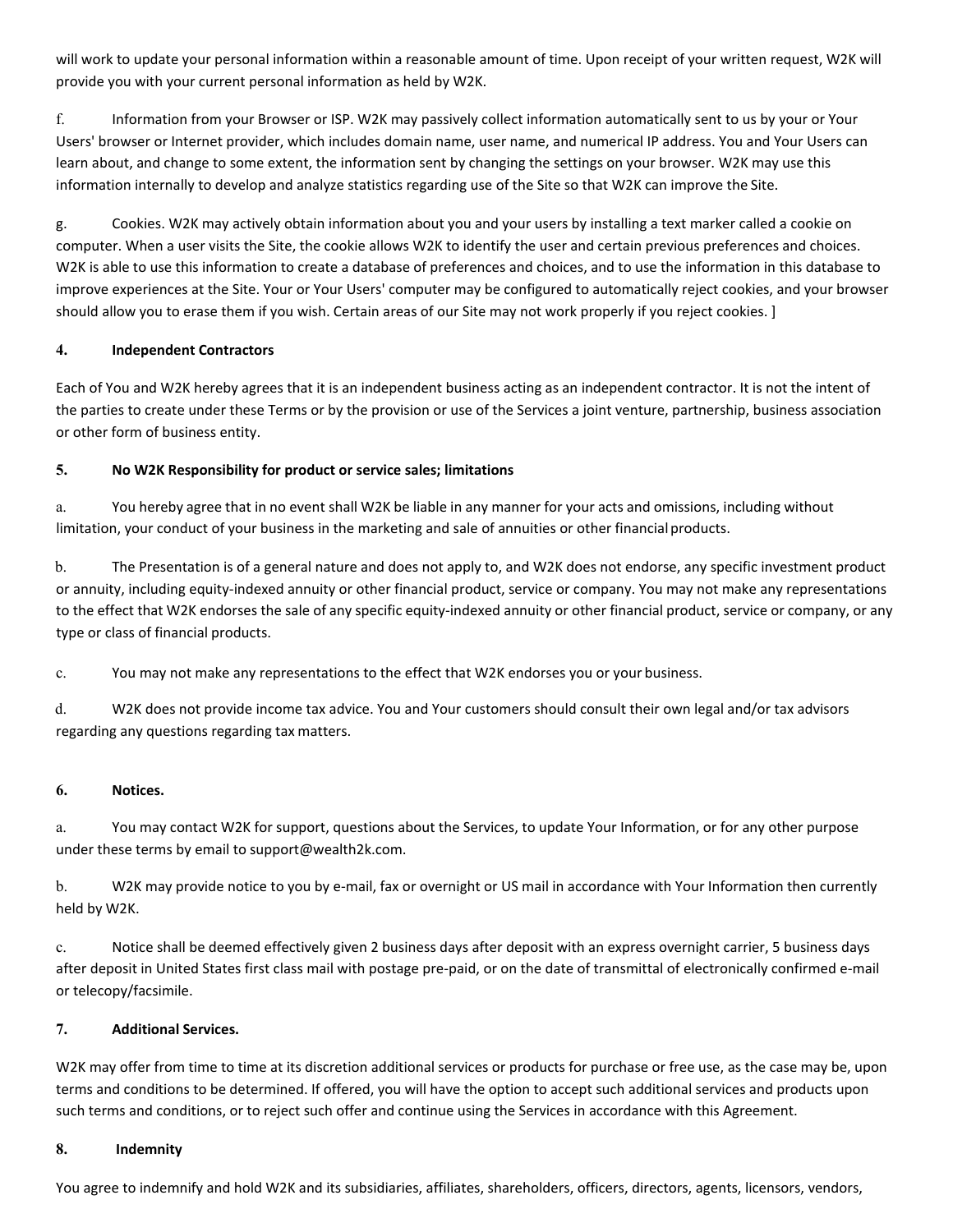will work to update your personal information within a reasonable amount of time. Upon receipt of your written request, W2K will provide you with your current personal information as held by W2K.

f. Information from your Browser or ISP. W2K may passively collect information automatically sent to us by your or Your Users' browser or Internet provider, which includes domain name, user name, and numerical IP address. You and Your Users can learn about, and change to some extent, the information sent by changing the settings on your browser. W2K may use this information internally to develop and analyze statistics regarding use of the Site so that W2K can improve the Site.

g. Cookies. W2K may actively obtain information about you and your users by installing a text marker called a cookie on computer. When a user visits the Site, the cookie allows W2K to identify the user and certain previous preferences and choices. W2K is able to use this information to create a database of preferences and choices, and to use the information in this database to improve experiences at the Site. Your or Your Users' computer may be configured to automatically reject cookies, and your browser should allow you to erase them if you wish. Certain areas of our Site may not work properly if you reject cookies. ]

**4. Independent Contractors**

Each of You and W2K hereby agrees that it is an independent business acting as an independent contractor. It is not the intent of the parties to create under these Terms or by the provision or use of the Services a joint venture, partnership, business association or other form of business entity.

**5. No W2K Responsibility for product or service sales; limitations**

a. You hereby agree that in no event shall W2K be liable in any manner for your acts and omissions, including without limitation, your conduct of your business in the marketing and sale of annuities or other financial products.

b. The Presentation is of a general nature and does not apply to, and W2K does not endorse, any specific investment product or annuity, including equity-indexed annuity or other financial product, service or company. You may not make any representations to the effect that W2K endorses the sale of any specific equity-indexed annuity or other financial product, service or company, or any type or class of financial products.

c. You may not make any representations to the effect that W2K endorses you or your business.

d. W2K does not provide income tax advice. You and Your customers should consult their own legal and/or tax advisors regarding any questions regarding tax matters.

**6. Notices.**

a. You may contact W2K for support, questions about the Services, to update Your Information, or for any other purpose under these terms by email to support@wealth2k.com.

b. W2K may provide notice to you by e-mail, fax or overnight or US mail in accordance with Your Information then currently held by W2K.

c. Notice shall be deemed effectively given 2 business days after deposit with an express overnight carrier, 5 business days after deposit in United States first class mail with postage pre-paid, or on the date of transmittal of electronically confirmed e-mail or telecopy/facsimile.

**7. Additional Services.**

W2K may offer from time to time at its discretion additional services or products for purchase or free use, as the case may be, upon terms and conditions to be determined. If offered, you will have the option to accept such additional services and products upon such terms and conditions, or to reject such offer and continue using the Services in accordance with this Agreement.

**8. Indemnity**

You agree to indemnify and hold W2K and its subsidiaries, affiliates, shareholders, officers, directors, agents, licensors, vendors,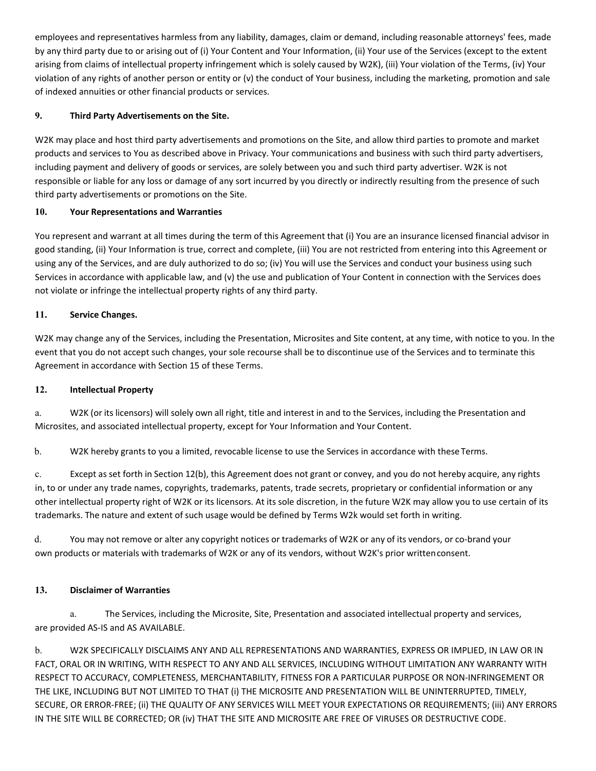employees and representatives harmless from any liability, damages, claim or demand, including reasonable attorneys' fees, made by any third party due to or arising out of (i) Your Content and Your Information, (ii) Your use of the Services (except to the extent arising from claims of intellectual property infringement which is solely caused by W2K), (iii) Your violation of the Terms, (iv) Your violation of any rights of another person or entity or (v) the conduct of Your business, including the marketing, promotion and sale of indexed annuities or other financial products or services.

## 9. Third Party Advertisements on the Site.

W2K may place and host third party advertisements and promotions on the Site, and allow third parties to promote and market products and services to You as described above in Privacy. Your communications and business with such third party advertisers, including payment and delivery of goods or services, are solely between you and such third party advertiser. W2K is not responsible or liable for any loss or damage of any sort incurred by you directly or indirectly resulting from the presence of such third party advertisements or promotions on the Site.

## 10. Your Representations and Warranties

You represent and warrant at all times during the term of this Agreement that (i) You are an insurance licensed financial advisor in good standing, (ii) Your Information is true, correct and complete, (iii) You are not restricted from entering into this Agreement or using any of the Services, and are duly authorized to do so; (iv) You will use the Services and conduct your business using such Services in accordance with applicable law, and (v) the use and publication of Your Content in connection with the Services does not violate or infringe the intellectual property rights of any third party.

## 11. Service Changes.

W2K may change any of the Services, including the Presentation, Microsites and Site content, at any time, with notice to you. In the event that you do not accept such changes, your sole recourse shall be to discontinue use of the Services and to terminate this Agreement in accordance with Section 15 of these Terms.

## 12. Intellectual Property

a. W2K (or its licensors) will solely own all right, title and interest in and to the Services, including the Presentation and Microsites, and associated intellectual property, except for Your Information and Your Content.

b. W2K hereby grants to you a limited, revocable license to use the Services in accordance with these Terms.

c. Except as set forth in Section 12(b), this Agreement does not grant or convey, and you do not hereby acquire, any rights in, to or under any trade names, copyrights, trademarks, patents, trade secrets, proprietary or confidential information or any other intellectual property right of W2K or its licensors. At its sole discretion, in the future W2K may allow you to use certain of its trademarks. The nature and extent of such usage would be defined by Terms W2k would set forth in writing.

d. You may not remove or alter any copyright notices or trademarks of W2K or any of its vendors, or co-brand your own products or materials with trademarks of W2K or any of its vendors, without W2K's prior written consent.

## 13. Disclaimer of Warranties

a. The Services, including the Microsite, Site, Presentation and associated intellectual property and services, are provided AS-IS and AS AVAILABLE.

b. W2K SPECIFICALLY DISCLAIMS ANY AND ALL REPRESENTATIONS AND WARRANTIES, EXPRESS OR IMPLIED, IN LAW OR IN FACT, ORAL OR IN WRITING, WITH RESPECT TO ANY AND ALL SERVICES, INCLUDING WITHOUT LIMITATION ANY WARRANTY WITH RESPECT TO ACCURACY, COMPLETENESS, MERCHANTABILITY, FITNESS FOR A PARTICULAR PURPOSE OR NON-INFRINGEMENT OR THE LIKE, INCLUDING BUT NOT LIMITED TO THAT (i) THE MICROSITE AND PRESENTATION WILL BE UNINTERRUPTED, TIMELY, SECURE, OR ERROR-FREE; (ii) THE QUALITY OF ANY SERVICES WILL MEET YOUR EXPECTATIONS OR REQUIREMENTS; (iii) ANY ERRORS IN THE SITE WILL BE CORRECTED; OR (iv) THAT THE SITE AND MICROSITE ARE FREE OF VIRUSES OR DESTRUCTIVE CODE.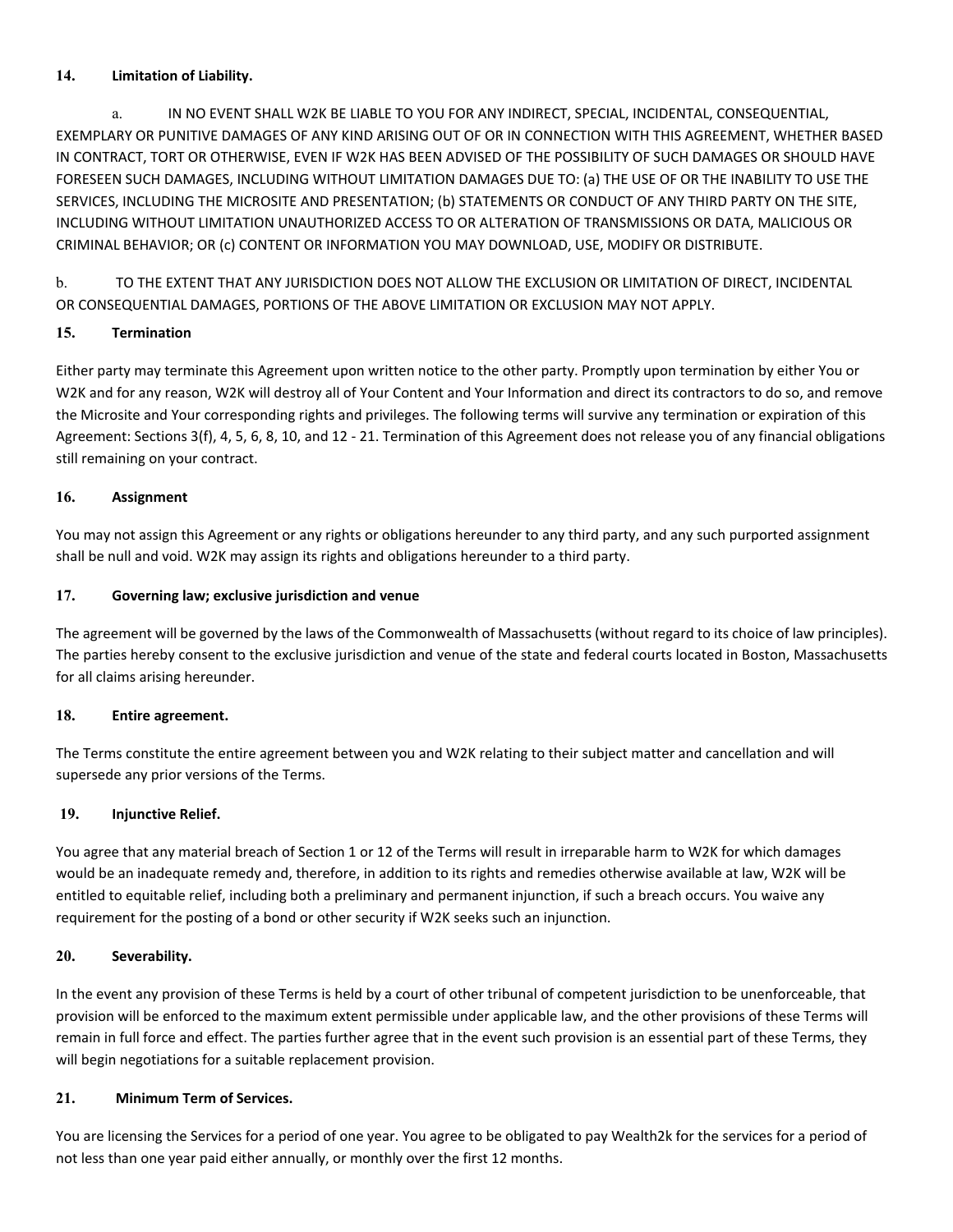**14. Limitation of Liability.**

a. IN NO EVENT SHALL W2K BE LIABLE TO YOU FOR ANY INDIRECT, SPECIAL, INCIDENTAL, CONSEQUENTIAL, EXEMPLARY OR PUNITIVE DAMAGES OF ANY KIND ARISING OUT OF OR IN CONNECTION WITH THIS AGREEMENT, WHETHER BASED IN CONTRACT, TORT OR OTHERWISE, EVEN IF W2K HAS BEEN ADVISED OF THE POSSIBILITY OF SUCH DAMAGES OR SHOULD HAVE FORESEEN SUCH DAMAGES, INCLUDING WITHOUT LIMITATION DAMAGES DUE TO: (a) THE USE OF OR THE INABILITY TO USE THE SERVICES, INCLUDING THE MICROSITE AND PRESENTATION; (b) STATEMENTS OR CONDUCT OF ANY THIRD PARTY ON THE SITE, INCLUDING WITHOUT LIMITATION UNAUTHORIZED ACCESS TO OR ALTERATION OF TRANSMISSIONS OR DATA, MALICIOUS OR CRIMINAL BEHAVIOR; OR (c) CONTENT OR INFORMATION YOU MAY DOWNLOAD, USE, MODIFY OR DISTRIBUTE.

b. TO THE EXTENT THAT ANY JURISDICTION DOES NOT ALLOW THE EXCLUSION OR LIMITATION OF DIRECT, INCIDENTAL OR CONSEQUENTIAL DAMAGES, PORTIONS OF THE ABOVE LIMITATION OR EXCLUSION MAY NOT APPLY.

**15. Termination**

Either party may terminate this Agreement upon written notice to the other party. Promptly upon termination by either You or W2K and for any reason, W2K will destroy all of Your Content and Your Information and direct its contractors to do so, and remove the Microsite and Your corresponding rights and privileges. The following terms will survive any termination or expiration of this Agreement: Sections 3(f), 4, 5, 6, 8, 10, and 12 - 21. Termination of this Agreement does not release you of any financial obligations still remaining on your contract.

**16. Assignment**

You may not assign this Agreement or any rights or obligations hereunder to any third party, and any such purported assignment shall be null and void. W2K may assign its rights and obligations hereunder to a third party.

**17. Governing law; exclusive jurisdiction and venue**

The agreement will be governed by the laws of the Commonwealth of Massachusetts (without regard to its choice of law principles). The parties hereby consent to the exclusive jurisdiction and venue of the state and federal courts located in Boston, Massachusetts for all claims arising hereunder.

**18. Entire agreement.**

The Terms constitute the entire agreement between you and W2K relating to their subject matter and cancellation and will supersede any prior versions of the Terms.

**19. Injunctive Relief.**

You agree that any material breach of Section 1 or 12 of the Terms will result in irreparable harm to W2K for which damages would be an inadequate remedy and, therefore, in addition to its rights and remedies otherwise available at law, W2K will be entitled to equitable relief, including both a preliminary and permanent injunction, if such a breach occurs. You waive any requirement for the posting of a bond or other security if W2K seeks such an injunction.

**20. Severability.**

In the event any provision of these Terms is held by a court of other tribunal of competent jurisdiction to be unenforceable, that provision will be enforced to the maximum extent permissible under applicable law, and the other provisions of these Terms will remain in full force and effect. The parties further agree that in the event such provision is an essential part of these Terms, they will begin negotiations for a suitable replacement provision.

**21. Minimum Term of Services.**

You are licensing the Services for a period of one year. You agree to be obligated to pay Wealth2k for the services for a period of not less than one year paid either annually, or monthly over the first 12 months.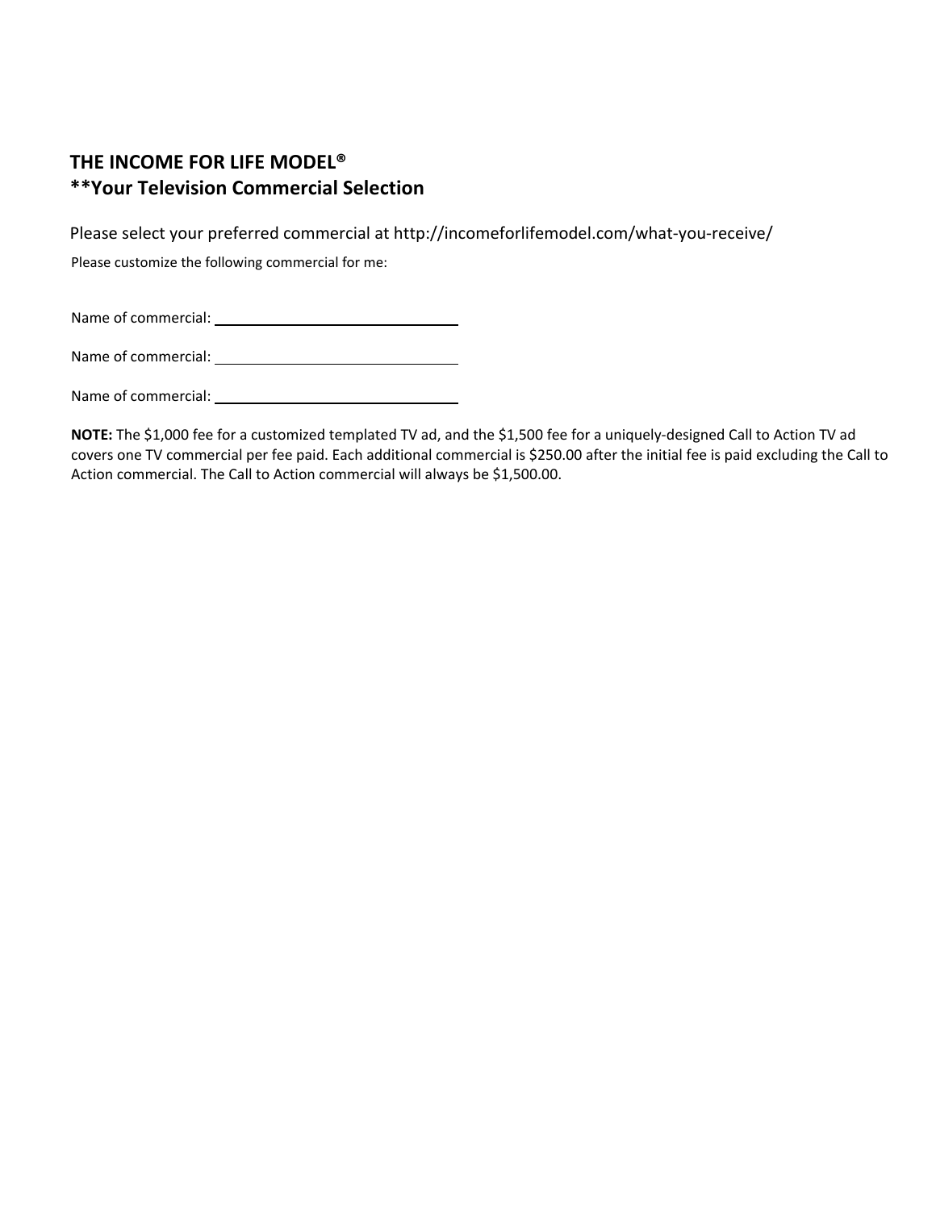**THE INCOME FOR LIFE MODEL®**
**\*\*Your Television Commercial Selection**

Please select your preferred commercial at http://incomeforlifemodel.com/what-you-receive/

Please customize the following commercial for me:

Name of commercial: ______________________________

Name of commercial: ______________________________

Name of commercial: ______________________________

**NOTE:** The $1,000 fee for a customized templated TV ad, and the $1,500 fee for a uniquely-designed Call to Action TV ad covers one TV commercial per fee paid. Each additional commercial is $250.00 after the initial fee is paid excluding the Call to Action commercial. The Call to Action commercial will always be $1,500.00.